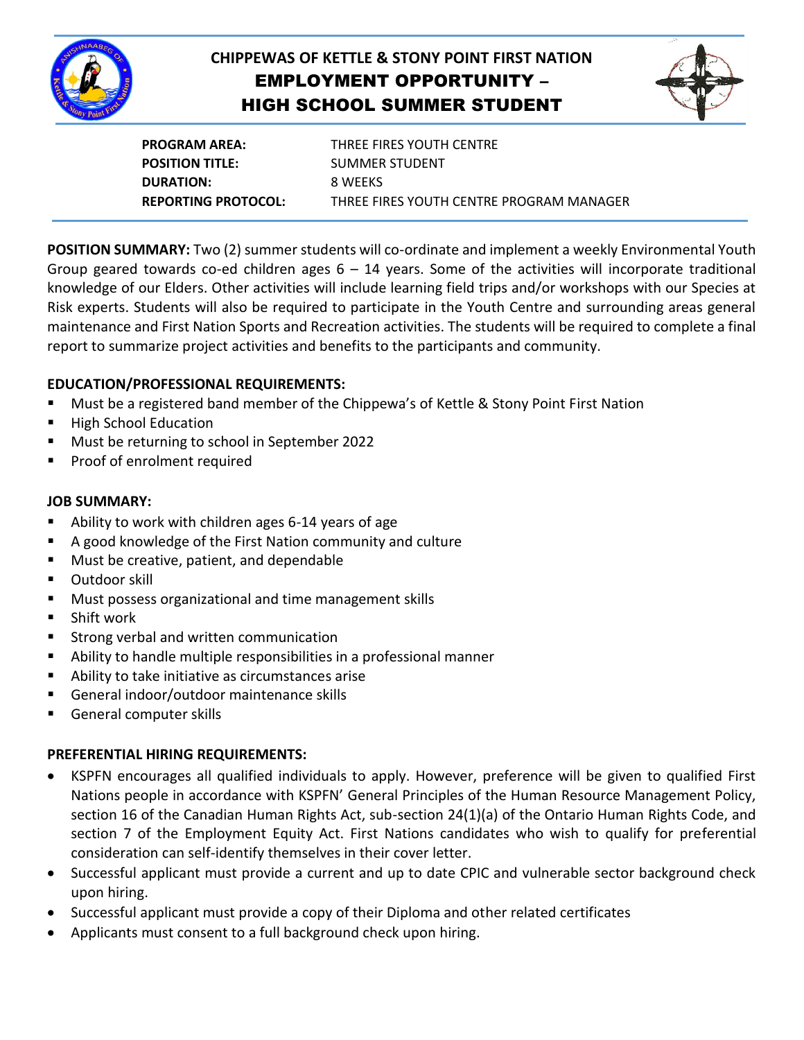# CHIPPEWAS OF KETTLE & STONY POINT FIRST NATION

## EMPLOYMENT OPPORTUNITY – HIGH SCHOOL SUMMER STUDENT

| | |
|---|---|
| **PROGRAM AREA:** | THREE FIRES YOUTH CENTRE |
| **POSITION TITLE:** | SUMMER STUDENT |
| **DURATION:** | 8 WEEKS |
| **REPORTING PROTOCOL:** | THREE FIRES YOUTH CENTRE PROGRAM MANAGER |

**POSITION SUMMARY:** Two (2) summer students will co-ordinate and implement a weekly Environmental Youth Group geared towards co-ed children ages 6 – 14 years. Some of the activities will incorporate traditional knowledge of our Elders. Other activities will include learning field trips and/or workshops with our Species at Risk experts. Students will also be required to participate in the Youth Centre and surrounding areas general maintenance and First Nation Sports and Recreation activities. The students will be required to complete a final report to summarize project activities and benefits to the participants and community.

**EDUCATION/PROFESSIONAL REQUIREMENTS:**

- Must be a registered band member of the Chippewa's of Kettle & Stony Point First Nation
- High School Education
- Must be returning to school in September 2022
- Proof of enrolment required

**JOB SUMMARY:**

- Ability to work with children ages 6-14 years of age
- A good knowledge of the First Nation community and culture
- Must be creative, patient, and dependable
- Outdoor skill
- Must possess organizational and time management skills
- Shift work
- Strong verbal and written communication
- Ability to handle multiple responsibilities in a professional manner
- Ability to take initiative as circumstances arise
- General indoor/outdoor maintenance skills
- General computer skills

**PREFERENTIAL HIRING REQUIREMENTS:**

- KSPFN encourages all qualified individuals to apply. However, preference will be given to qualified First Nations people in accordance with KSPFN' General Principles of the Human Resource Management Policy, section 16 of the Canadian Human Rights Act, sub-section 24(1)(a) of the Ontario Human Rights Code, and section 7 of the Employment Equity Act. First Nations candidates who wish to qualify for preferential consideration can self-identify themselves in their cover letter.
- Successful applicant must provide a current and up to date CPIC and vulnerable sector background check upon hiring.
- Successful applicant must provide a copy of their Diploma and other related certificates
- Applicants must consent to a full background check upon hiring.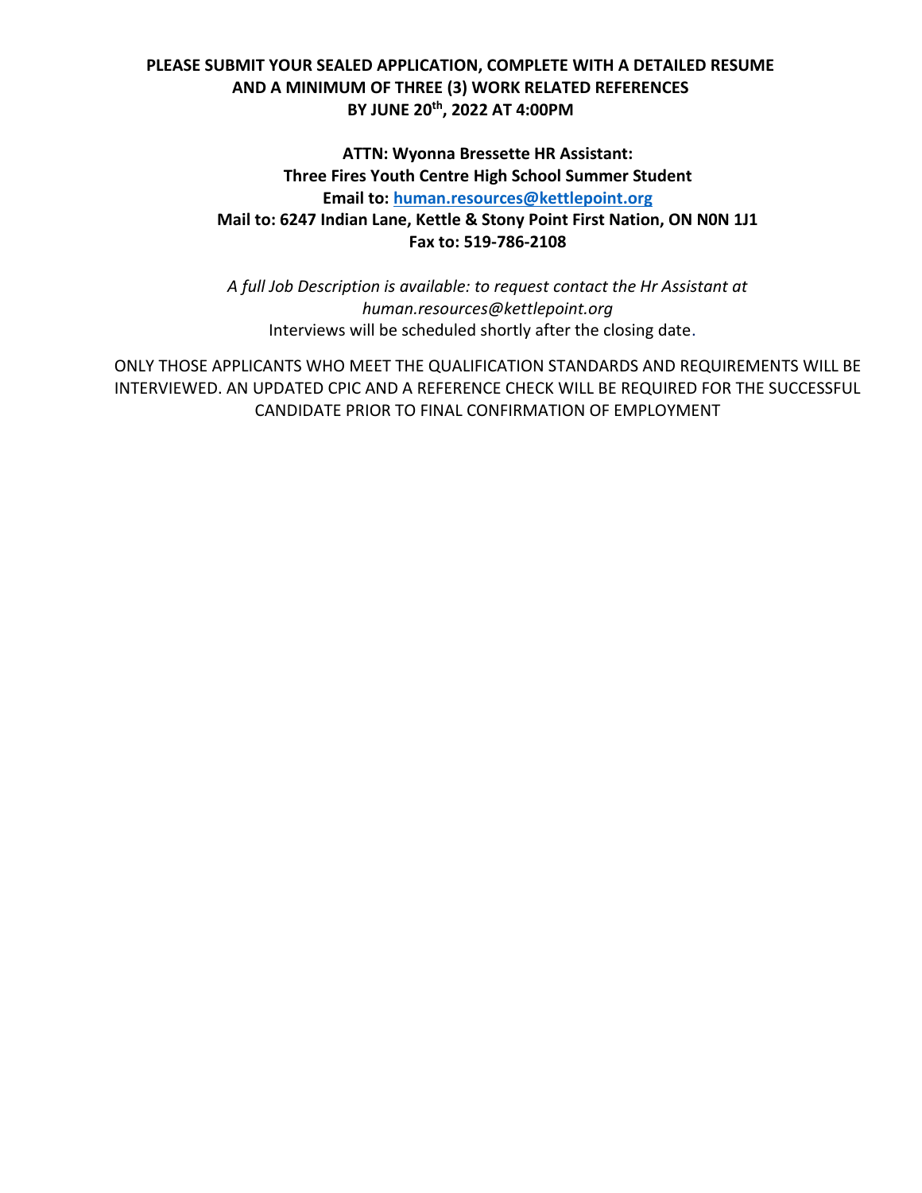**PLEASE SUBMIT YOUR SEALED APPLICATION, COMPLETE WITH A DETAILED RESUME AND A MINIMUM OF THREE (3) WORK RELATED REFERENCES BY JUNE 20th, 2022 AT 4:00PM**

**ATTN: Wyonna Bressette HR Assistant:**
**Three Fires Youth Centre High School Summer Student**
**Email to: human.resources@kettlepoint.org**
**Mail to: 6247 Indian Lane, Kettle & Stony Point First Nation, ON N0N 1J1**
**Fax to: 519-786-2108**

*A full Job Description is available: to request contact the Hr Assistant at human.resources@kettlepoint.org*
Interviews will be scheduled shortly after the closing date.

ONLY THOSE APPLICANTS WHO MEET THE QUALIFICATION STANDARDS AND REQUIREMENTS WILL BE INTERVIEWED. AN UPDATED CPIC AND A REFERENCE CHECK WILL BE REQUIRED FOR THE SUCCESSFUL CANDIDATE PRIOR TO FINAL CONFIRMATION OF EMPLOYMENT